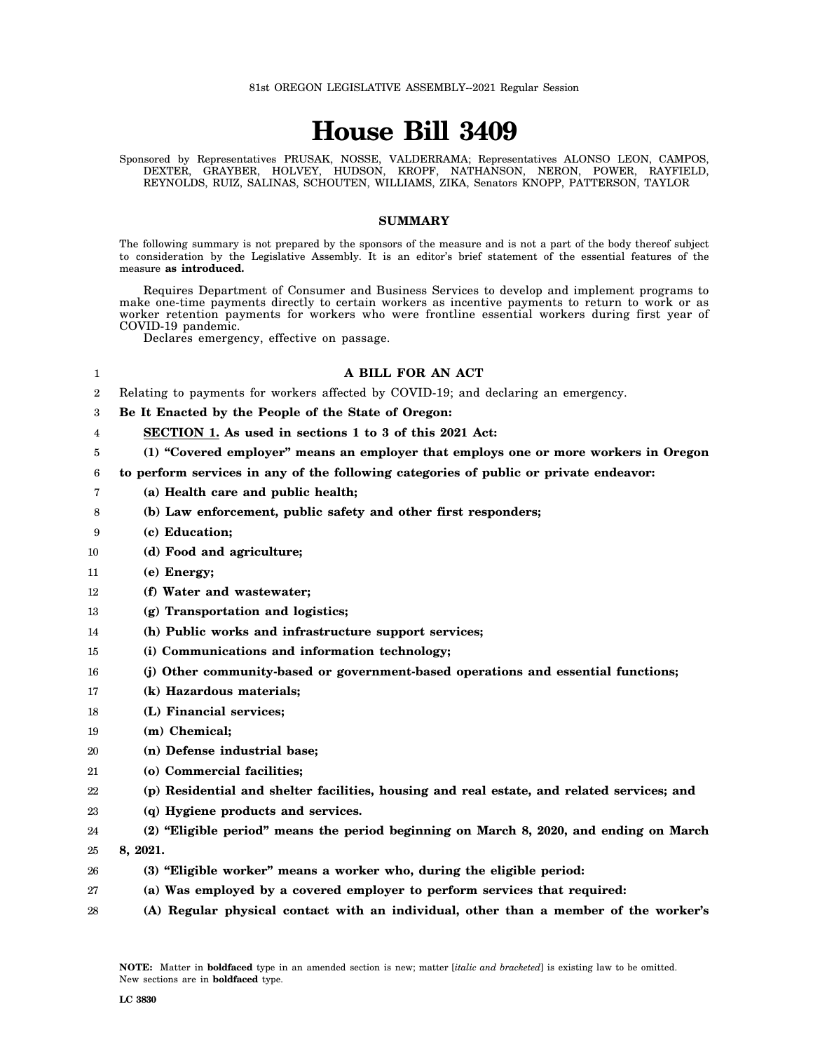81st OREGON LEGISLATIVE ASSEMBLY--2021 Regular Session

# House Bill 3409

Sponsored by Representatives PRUSAK, NOSSE, VALDERRAMA; Representatives ALONSO LEON, CAMPOS, DEXTER, GRAYBER, HOLVEY, HUDSON, KROPF, NATHANSON, NERON, POWER, RAYFIELD, REYNOLDS, RUIZ, SALINAS, SCHOUTEN, WILLIAMS, ZIKA, Senators KNOPP, PATTERSON, TAYLOR

## SUMMARY

The following summary is not prepared by the sponsors of the measure and is not a part of the body thereof subject to consideration by the Legislative Assembly. It is an editor's brief statement of the essential features of the measure **as introduced.**

Requires Department of Consumer and Business Services to develop and implement programs to make one-time payments directly to certain workers as incentive payments to return to work or as worker retention payments for workers who were frontline essential workers during first year of COVID-19 pandemic.

Declares emergency, effective on passage.

1 **A BILL FOR AN ACT**

2 Relating to payments for workers affected by COVID-19; and declaring an emergency.

3 **Be It Enacted by the People of the State of Oregon:**

4 **SECTION 1. As used in sections 1 to 3 of this 2021 Act:**

5 **(1) "Covered employer" means an employer that employs one or more workers in Oregon**

6 **to perform services in any of the following categories of public or private endeavor:**

7 **(a) Health care and public health;**

8 **(b) Law enforcement, public safety and other first responders;**

9 **(c) Education;**

10 **(d) Food and agriculture;**

11 **(e) Energy;**

12 **(f) Water and wastewater;**

13 **(g) Transportation and logistics;**

14 **(h) Public works and infrastructure support services;**

15 **(i) Communications and information technology;**

16 **(j) Other community-based or government-based operations and essential functions;**

17 **(k) Hazardous materials;**

18 **(L) Financial services;**

19 **(m) Chemical;**

20 **(n) Defense industrial base;**

21 **(o) Commercial facilities;**

22 **(p) Residential and shelter facilities, housing and real estate, and related services; and**

23 **(q) Hygiene products and services.**

24 **(2) "Eligible period" means the period beginning on March 8, 2020, and ending on March**

25 **8, 2021.**

26 **(3) "Eligible worker" means a worker who, during the eligible period:**

27 **(a) Was employed by a covered employer to perform services that required:**

28 **(A) Regular physical contact with an individual, other than a member of the worker's**

**NOTE:** Matter in **boldfaced** type in an amended section is new; matter [*italic and bracketed*] is existing law to be omitted. New sections are in **boldfaced** type.

LC 3830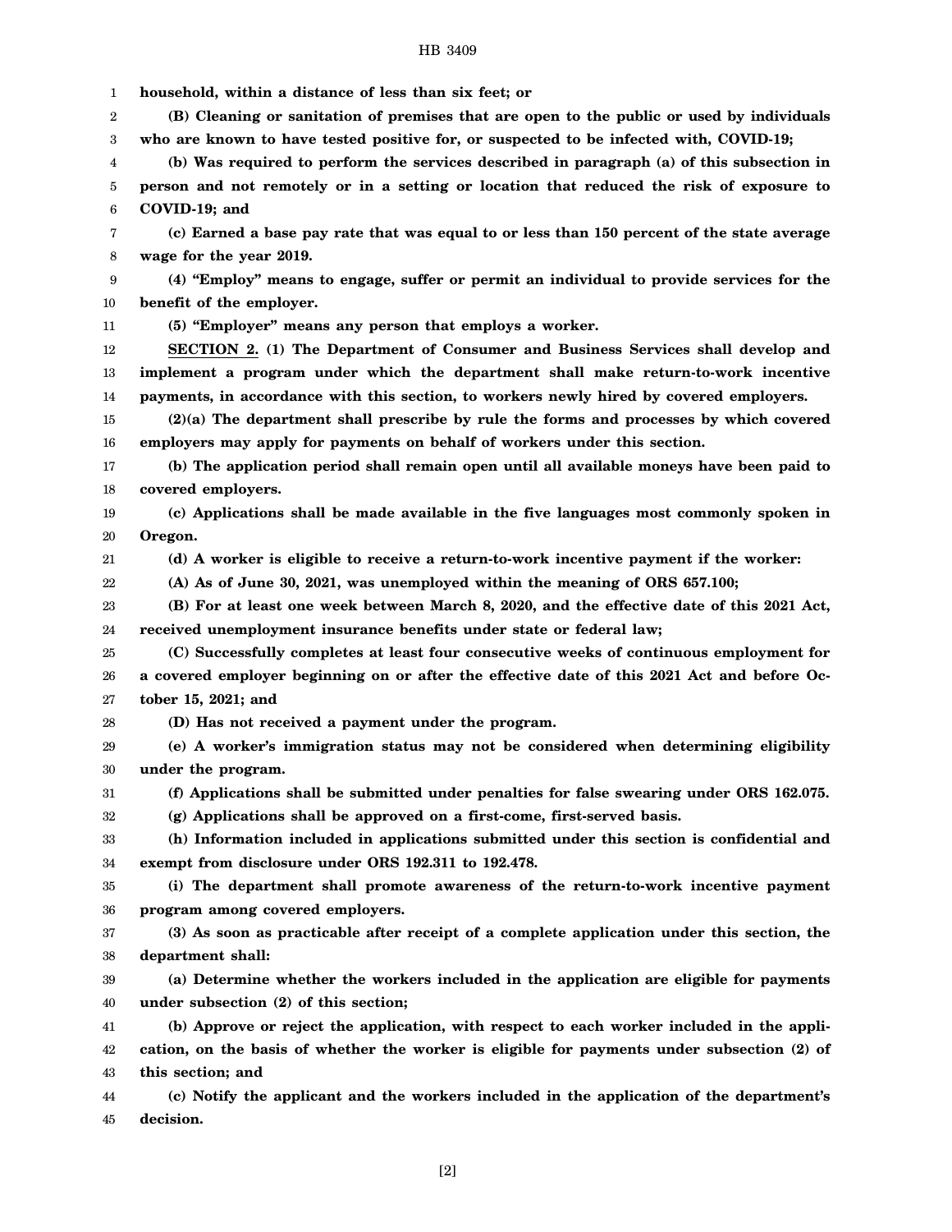**household, within a distance of less than six feet; or**

**(B) Cleaning or sanitation of premises that are open to the public or used by individuals who are known to have tested positive for, or suspected to be infected with, COVID-19;**

**(b) Was required to perform the services described in paragraph (a) of this subsection in person and not remotely or in a setting or location that reduced the risk of exposure to COVID-19; and**

**(c) Earned a base pay rate that was equal to or less than 150 percent of the state average wage for the year 2019.**

**(4) "Employ" means to engage, suffer or permit an individual to provide services for the benefit of the employer.**

**(5) "Employer" means any person that employs a worker.**

**SECTION 2. (1) The Department of Consumer and Business Services shall develop and implement a program under which the department shall make return-to-work incentive payments, in accordance with this section, to workers newly hired by covered employers.**

**(2)(a) The department shall prescribe by rule the forms and processes by which covered employers may apply for payments on behalf of workers under this section.**

**(b) The application period shall remain open until all available moneys have been paid to covered employers.**

**(c) Applications shall be made available in the five languages most commonly spoken in Oregon.**

**(d) A worker is eligible to receive a return-to-work incentive payment if the worker:**

**(A) As of June 30, 2021, was unemployed within the meaning of ORS 657.100;**

**(B) For at least one week between March 8, 2020, and the effective date of this 2021 Act, received unemployment insurance benefits under state or federal law;**

**(C) Successfully completes at least four consecutive weeks of continuous employment for a covered employer beginning on or after the effective date of this 2021 Act and before October 15, 2021; and**

**(D) Has not received a payment under the program.**

**(e) A worker's immigration status may not be considered when determining eligibility under the program.**

**(f) Applications shall be submitted under penalties for false swearing under ORS 162.075.**

**(g) Applications shall be approved on a first-come, first-served basis.**

**(h) Information included in applications submitted under this section is confidential and exempt from disclosure under ORS 192.311 to 192.478.**

**(i) The department shall promote awareness of the return-to-work incentive payment program among covered employers.**

**(3) As soon as practicable after receipt of a complete application under this section, the department shall:**

**(a) Determine whether the workers included in the application are eligible for payments under subsection (2) of this section;**

**(b) Approve or reject the application, with respect to each worker included in the application, on the basis of whether the worker is eligible for payments under subsection (2) of this section; and**

**(c) Notify the applicant and the workers included in the application of the department's decision.**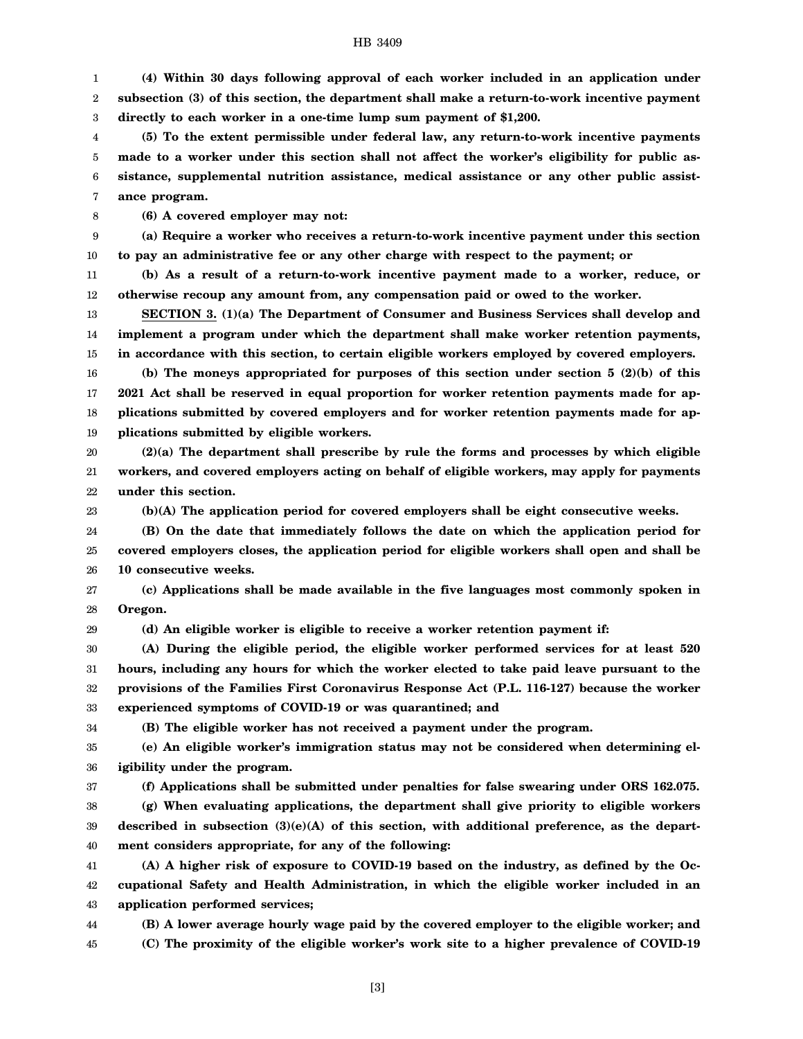**(4) Within 30 days following approval of each worker included in an application under subsection (3) of this section, the department shall make a return-to-work incentive payment directly to each worker in a one-time lump sum payment of $1,200.**

**(5) To the extent permissible under federal law, any return-to-work incentive payments made to a worker under this section shall not affect the worker's eligibility for public assistance, supplemental nutrition assistance, medical assistance or any other public assistance program.**

**(6) A covered employer may not:**

**(a) Require a worker who receives a return-to-work incentive payment under this section to pay an administrative fee or any other charge with respect to the payment; or**

**(b) As a result of a return-to-work incentive payment made to a worker, reduce, or otherwise recoup any amount from, any compensation paid or owed to the worker.**

**SECTION 3. (1)(a) The Department of Consumer and Business Services shall develop and implement a program under which the department shall make worker retention payments, in accordance with this section, to certain eligible workers employed by covered employers.**

**(b) The moneys appropriated for purposes of this section under section 5 (2)(b) of this 2021 Act shall be reserved in equal proportion for worker retention payments made for applications submitted by covered employers and for worker retention payments made for applications submitted by eligible workers.**

**(2)(a) The department shall prescribe by rule the forms and processes by which eligible workers, and covered employers acting on behalf of eligible workers, may apply for payments under this section.**

**(b)(A) The application period for covered employers shall be eight consecutive weeks.**

**(B) On the date that immediately follows the date on which the application period for covered employers closes, the application period for eligible workers shall open and shall be 10 consecutive weeks.**

**(c) Applications shall be made available in the five languages most commonly spoken in Oregon.**

**(d) An eligible worker is eligible to receive a worker retention payment if:**

**(A) During the eligible period, the eligible worker performed services for at least 520 hours, including any hours for which the worker elected to take paid leave pursuant to the provisions of the Families First Coronavirus Response Act (P.L. 116-127) because the worker experienced symptoms of COVID-19 or was quarantined; and**

**(B) The eligible worker has not received a payment under the program.**

**(e) An eligible worker's immigration status may not be considered when determining eligibility under the program.**

**(f) Applications shall be submitted under penalties for false swearing under ORS 162.075.**

**(g) When evaluating applications, the department shall give priority to eligible workers described in subsection (3)(e)(A) of this section, with additional preference, as the department considers appropriate, for any of the following:**

**(A) A higher risk of exposure to COVID-19 based on the industry, as defined by the Occupational Safety and Health Administration, in which the eligible worker included in an application performed services;**

**(B) A lower average hourly wage paid by the covered employer to the eligible worker; and**

**(C) The proximity of the eligible worker's work site to a higher prevalence of COVID-19**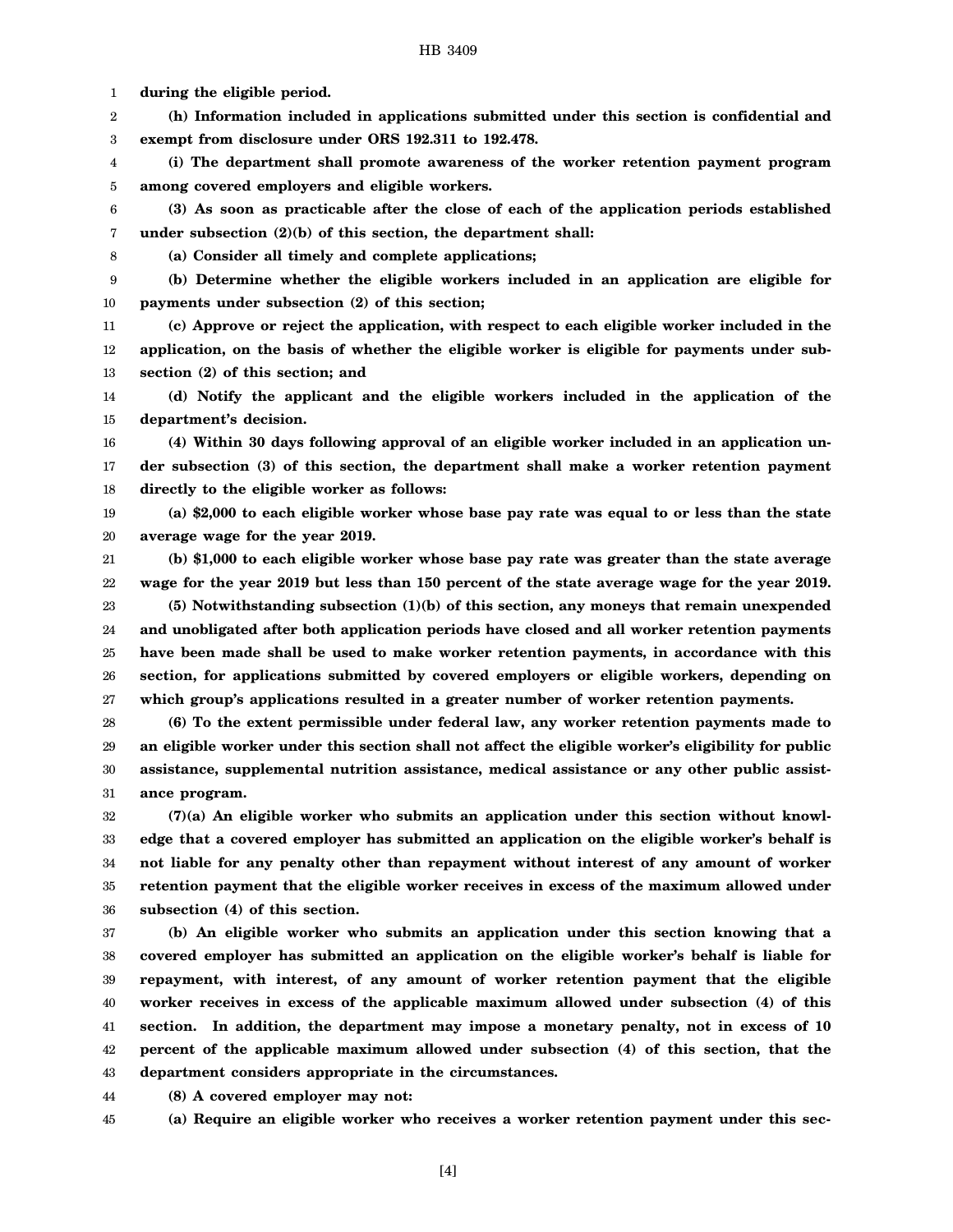**during the eligible period.**

**(h) Information included in applications submitted under this section is confidential and exempt from disclosure under ORS 192.311 to 192.478.**

**(i) The department shall promote awareness of the worker retention payment program among covered employers and eligible workers.**

**(3) As soon as practicable after the close of each of the application periods established under subsection (2)(b) of this section, the department shall:**

**(a) Consider all timely and complete applications;**

**(b) Determine whether the eligible workers included in an application are eligible for payments under subsection (2) of this section;**

**(c) Approve or reject the application, with respect to each eligible worker included in the application, on the basis of whether the eligible worker is eligible for payments under subsection (2) of this section; and**

**(d) Notify the applicant and the eligible workers included in the application of the department's decision.**

**(4) Within 30 days following approval of an eligible worker included in an application under subsection (3) of this section, the department shall make a worker retention payment directly to the eligible worker as follows:**

**(a) $2,000 to each eligible worker whose base pay rate was equal to or less than the state average wage for the year 2019.**

**(b) $1,000 to each eligible worker whose base pay rate was greater than the state average wage for the year 2019 but less than 150 percent of the state average wage for the year 2019.**

**(5) Notwithstanding subsection (1)(b) of this section, any moneys that remain unexpended and unobligated after both application periods have closed and all worker retention payments have been made shall be used to make worker retention payments, in accordance with this section, for applications submitted by covered employers or eligible workers, depending on which group's applications resulted in a greater number of worker retention payments.**

**(6) To the extent permissible under federal law, any worker retention payments made to an eligible worker under this section shall not affect the eligible worker's eligibility for public assistance, supplemental nutrition assistance, medical assistance or any other public assistance program.**

**(7)(a) An eligible worker who submits an application under this section without knowledge that a covered employer has submitted an application on the eligible worker's behalf is not liable for any penalty other than repayment without interest of any amount of worker retention payment that the eligible worker receives in excess of the maximum allowed under subsection (4) of this section.**

**(b) An eligible worker who submits an application under this section knowing that a covered employer has submitted an application on the eligible worker's behalf is liable for repayment, with interest, of any amount of worker retention payment that the eligible worker receives in excess of the applicable maximum allowed under subsection (4) of this section. In addition, the department may impose a monetary penalty, not in excess of 10 percent of the applicable maximum allowed under subsection (4) of this section, that the department considers appropriate in the circumstances.**

**(8) A covered employer may not:**

**(a) Require an eligible worker who receives a worker retention payment under this sec-**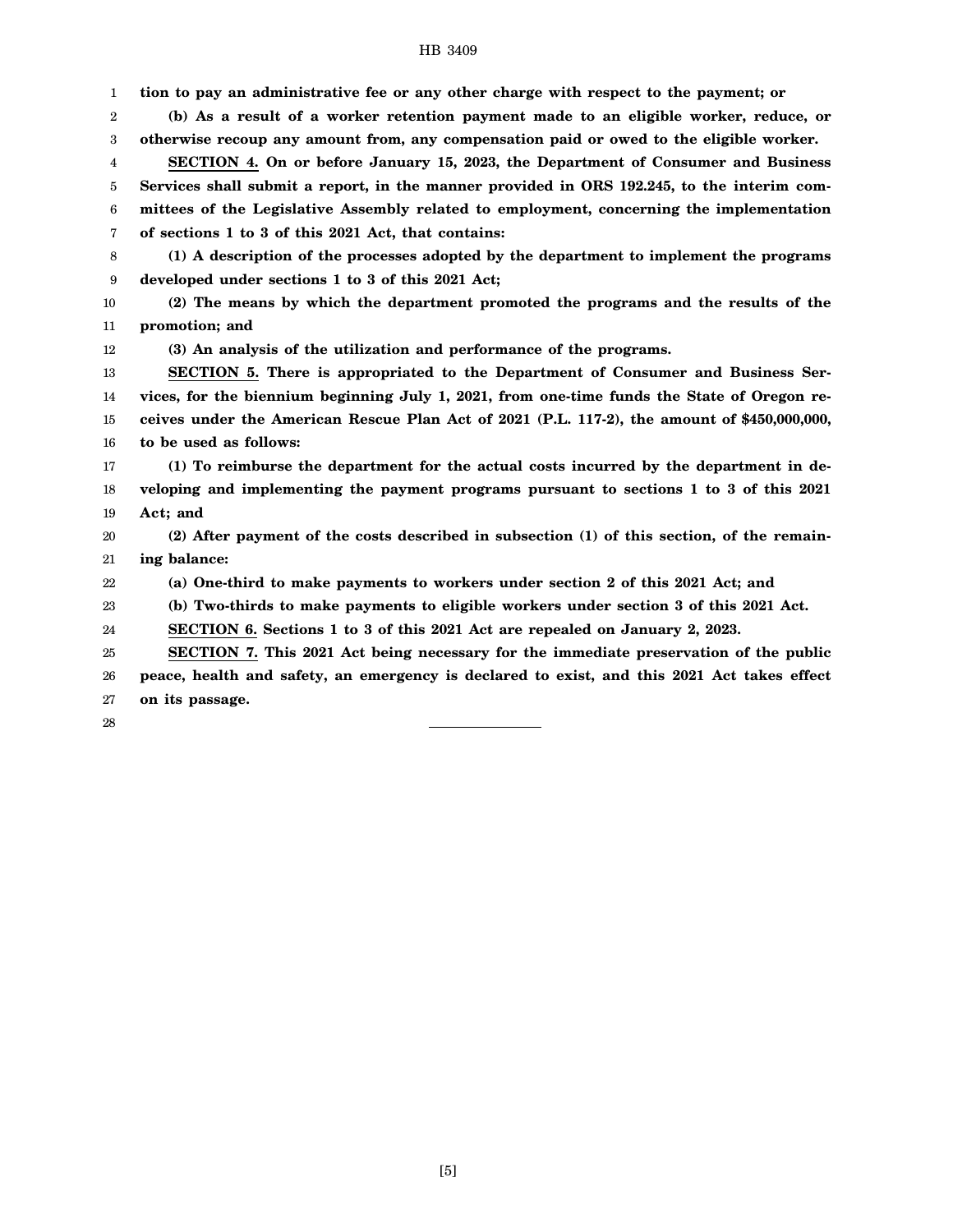**tion to pay an administrative fee or any other charge with respect to the payment; or**

**(b) As a result of a worker retention payment made to an eligible worker, reduce, or otherwise recoup any amount from, any compensation paid or owed to the eligible worker.**

**SECTION 4. On or before January 15, 2023, the Department of Consumer and Business Services shall submit a report, in the manner provided in ORS 192.245, to the interim committees of the Legislative Assembly related to employment, concerning the implementation of sections 1 to 3 of this 2021 Act, that contains:**

**(1) A description of the processes adopted by the department to implement the programs developed under sections 1 to 3 of this 2021 Act;**

**(2) The means by which the department promoted the programs and the results of the promotion; and**

**(3) An analysis of the utilization and performance of the programs.**

**SECTION 5. There is appropriated to the Department of Consumer and Business Services, for the biennium beginning July 1, 2021, from one-time funds the State of Oregon receives under the American Rescue Plan Act of 2021 (P.L. 117-2), the amount of $450,000,000, to be used as follows:**

**(1) To reimburse the department for the actual costs incurred by the department in developing and implementing the payment programs pursuant to sections 1 to 3 of this 2021 Act; and**

**(2) After payment of the costs described in subsection (1) of this section, of the remaining balance:**

**(a) One-third to make payments to workers under section 2 of this 2021 Act; and**

**(b) Two-thirds to make payments to eligible workers under section 3 of this 2021 Act.**

**SECTION 6. Sections 1 to 3 of this 2021 Act are repealed on January 2, 2023.**

**SECTION 7. This 2021 Act being necessary for the immediate preservation of the public peace, health and safety, an emergency is declared to exist, and this 2021 Act takes effect on its passage.**